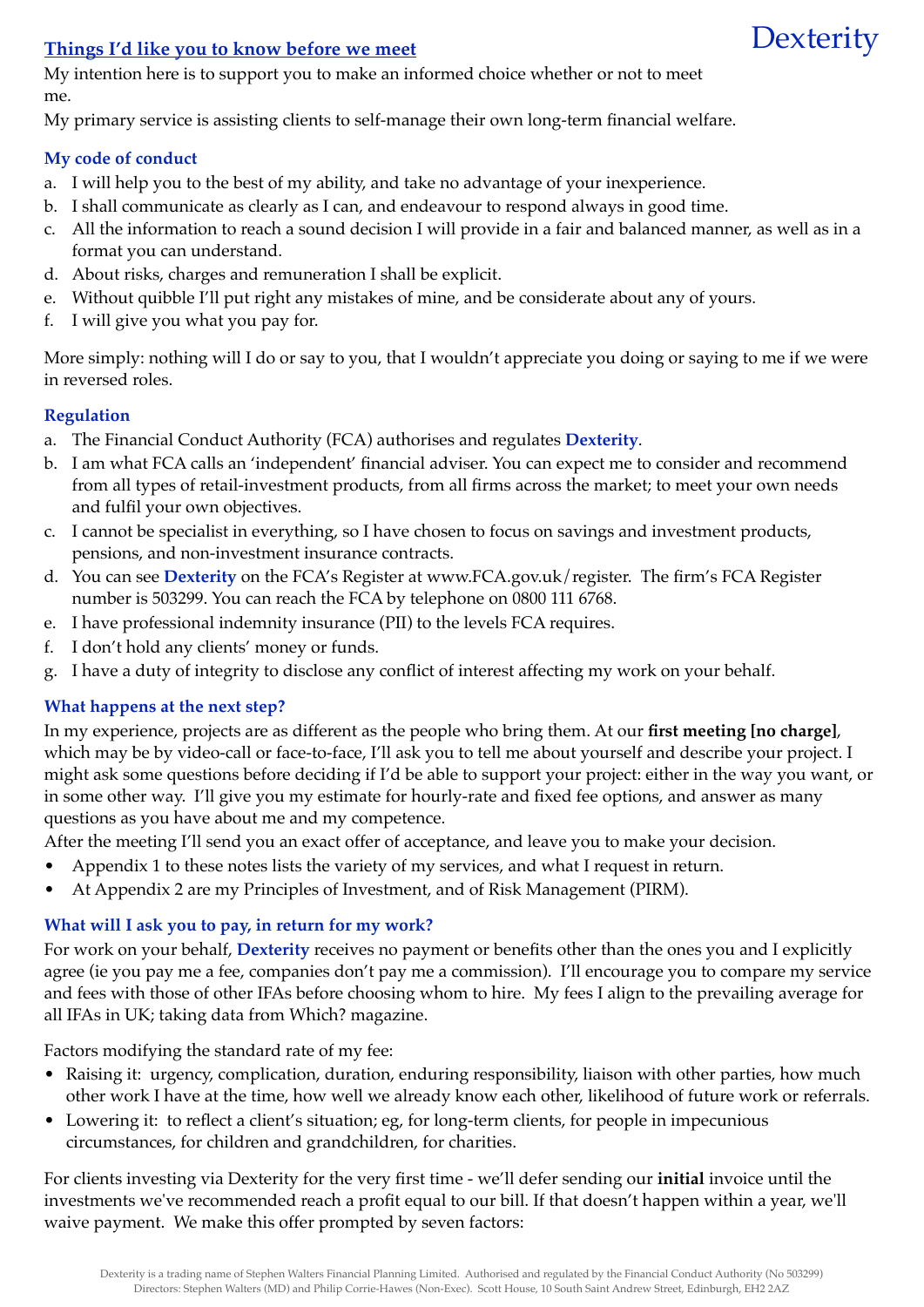Dexterity

## Things I'd like you to know before we meet

My intention here is to support you to make an informed choice whether or not to meet me.

My primary service is assisting clients to self-manage their own long-term financial welfare.

### My code of conduct

a. I will help you to the best of my ability, and take no advantage of your inexperience.
b. I shall communicate as clearly as I can, and endeavour to respond always in good time.
c. All the information to reach a sound decision I will provide in a fair and balanced manner, as well as in a format you can understand.
d. About risks, charges and remuneration I shall be explicit.
e. Without quibble I'll put right any mistakes of mine, and be considerate about any of yours.
f. I will give you what you pay for.

More simply: nothing will I do or say to you, that I wouldn't appreciate you doing or saying to me if we were in reversed roles.

### Regulation

a. The Financial Conduct Authority (FCA) authorises and regulates **Dexterity**.
b. I am what FCA calls an 'independent' financial adviser. You can expect me to consider and recommend from all types of retail-investment products, from all firms across the market; to meet your own needs and fulfil your own objectives.
c. I cannot be specialist in everything, so I have chosen to focus on savings and investment products, pensions, and non-investment insurance contracts.
d. You can see **Dexterity** on the FCA's Register at www.FCA.gov.uk/register. The firm's FCA Register number is 503299. You can reach the FCA by telephone on 0800 111 6768.
e. I have professional indemnity insurance (PII) to the levels FCA requires.
f. I don't hold any clients' money or funds.
g. I have a duty of integrity to disclose any conflict of interest affecting my work on your behalf.

### What happens at the next step?

In my experience, projects are as different as the people who bring them. At our **first meeting [no charge]**, which may be by video-call or face-to-face, I'll ask you to tell me about yourself and describe your project. I might ask some questions before deciding if I'd be able to support your project: either in the way you want, or in some other way. I'll give you my estimate for hourly-rate and fixed fee options, and answer as many questions as you have about me and my competence.

After the meeting I'll send you an exact offer of acceptance, and leave you to make your decision.

- Appendix 1 to these notes lists the variety of my services, and what I request in return.
- At Appendix 2 are my Principles of Investment, and of Risk Management (PIRM).

### What will I ask you to pay, in return for my work?

For work on your behalf, **Dexterity** receives no payment or benefits other than the ones you and I explicitly agree (ie you pay me a fee, companies don't pay me a commission). I'll encourage you to compare my service and fees with those of other IFAs before choosing whom to hire. My fees I align to the prevailing average for all IFAs in UK; taking data from Which? magazine.

Factors modifying the standard rate of my fee:

- Raising it: urgency, complication, duration, enduring responsibility, liaison with other parties, how much other work I have at the time, how well we already know each other, likelihood of future work or referrals.
- Lowering it: to reflect a client's situation; eg, for long-term clients, for people in impecunious circumstances, for children and grandchildren, for charities.

For clients investing via Dexterity for the very first time - we'll defer sending our **initial** invoice until the investments we've recommended reach a profit equal to our bill. If that doesn't happen within a year, we'll waive payment. We make this offer prompted by seven factors:

Dexterity is a trading name of Stephen Walters Financial Planning Limited. Authorised and regulated by the Financial Conduct Authority (No 503299)
Directors: Stephen Walters (MD) and Philip Corrie-Hawes (Non-Exec). Scott House, 10 South Saint Andrew Street, Edinburgh, EH2 2AZ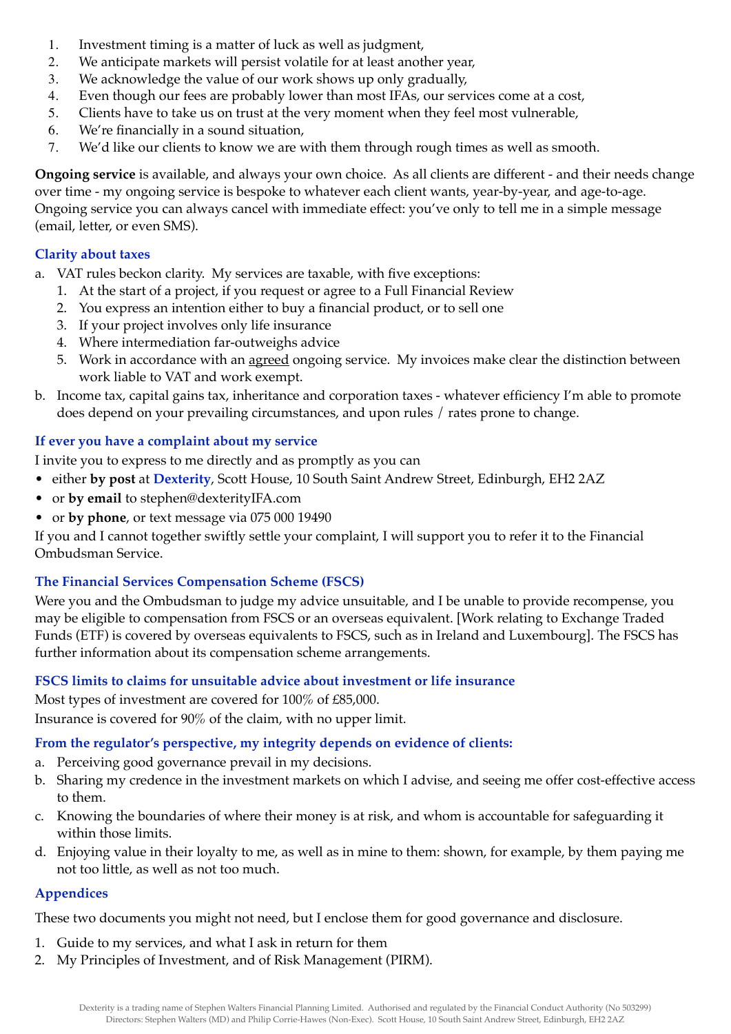1. Investment timing is a matter of luck as well as judgment,
2. We anticipate markets will persist volatile for at least another year,
3. We acknowledge the value of our work shows up only gradually,
4. Even though our fees are probably lower than most IFAs, our services come at a cost,
5. Clients have to take us on trust at the very moment when they feel most vulnerable,
6. We're financially in a sound situation,
7. We'd like our clients to know we are with them through rough times as well as smooth.

**Ongoing service** is available, and always your own choice. As all clients are different - and their needs change over time - my ongoing service is bespoke to whatever each client wants, year-by-year, and age-to-age. Ongoing service you can always cancel with immediate effect: you've only to tell me in a simple message (email, letter, or even SMS).

### Clarity about taxes

a. VAT rules beckon clarity. My services are taxable, with five exceptions:
   1. At the start of a project, if you request or agree to a Full Financial Review
   2. You express an intention either to buy a financial product, or to sell one
   3. If your project involves only life insurance
   4. Where intermediation far-outweighs advice
   5. Work in accordance with an agreed ongoing service. My invoices make clear the distinction between work liable to VAT and work exempt.

b. Income tax, capital gains tax, inheritance and corporation taxes - whatever efficiency I'm able to promote does depend on your prevailing circumstances, and upon rules / rates prone to change.

### If ever you have a complaint about my service

I invite you to express to me directly and as promptly as you can

- either **by post** at **Dexterity**, Scott House, 10 South Saint Andrew Street, Edinburgh, EH2 2AZ
- or **by email** to stephen@dexterityIFA.com
- or **by phone**, or text message via 075 000 19490

If you and I cannot together swiftly settle your complaint, I will support you to refer it to the Financial Ombudsman Service.

### The Financial Services Compensation Scheme (FSCS)

Were you and the Ombudsman to judge my advice unsuitable, and I be unable to provide recompense, you may be eligible to compensation from FSCS or an overseas equivalent. [Work relating to Exchange Traded Funds (ETF) is covered by overseas equivalents to FSCS, such as in Ireland and Luxembourg]. The FSCS has further information about its compensation scheme arrangements.

### FSCS limits to claims for unsuitable advice about investment or life insurance

Most types of investment are covered for 100% of £85,000.

Insurance is covered for 90% of the claim, with no upper limit.

### From the regulator's perspective, my integrity depends on evidence of clients:

a. Perceiving good governance prevail in my decisions.
b. Sharing my credence in the investment markets on which I advise, and seeing me offer cost-effective access to them.
c. Knowing the boundaries of where their money is at risk, and whom is accountable for safeguarding it within those limits.
d. Enjoying value in their loyalty to me, as well as in mine to them: shown, for example, by them paying me not too little, as well as not too much.

### Appendices

These two documents you might not need, but I enclose them for good governance and disclosure.

1. Guide to my services, and what I ask in return for them
2. My Principles of Investment, and of Risk Management (PIRM).

Dexterity is a trading name of Stephen Walters Financial Planning Limited. Authorised and regulated by the Financial Conduct Authority (No 503299)
Directors: Stephen Walters (MD) and Philip Corrie-Hawes (Non-Exec). Scott House, 10 South Saint Andrew Street, Edinburgh, EH2 2AZ